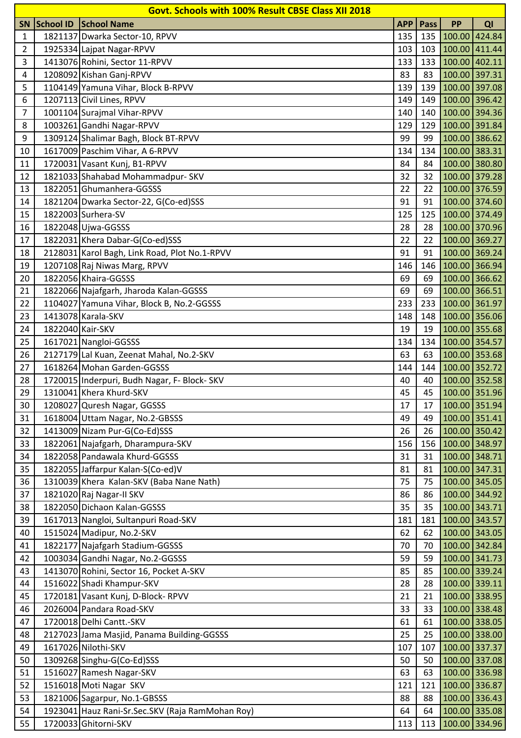| Govt. Schools with 100% Result CBSE Class XII 2018 | | | | | | |
|---|---|---|---|---|---|---|
| SN | School ID | School Name | APP | Pass | PP | QI |
| 1 | 1821137 | Dwarka Sector-10, RPVV | 135 | 135 | 100.00 | 424.84 |
| 2 | 1925334 | Lajpat Nagar-RPVV | 103 | 103 | 100.00 | 411.44 |
| 3 | 1413076 | Rohini, Sector 11-RPVV | 133 | 133 | 100.00 | 402.11 |
| 4 | 1208092 | Kishan Ganj-RPVV | 83 | 83 | 100.00 | 397.31 |
| 5 | 1104149 | Yamuna Vihar, Block B-RPVV | 139 | 139 | 100.00 | 397.08 |
| 6 | 1207113 | Civil Lines, RPVV | 149 | 149 | 100.00 | 396.42 |
| 7 | 1001104 | Surajmal Vihar-RPVV | 140 | 140 | 100.00 | 394.36 |
| 8 | 1003261 | Gandhi Nagar-RPVV | 129 | 129 | 100.00 | 391.84 |
| 9 | 1309124 | Shalimar Bagh, Block BT-RPVV | 99 | 99 | 100.00 | 386.62 |
| 10 | 1617009 | Paschim Vihar, A 6-RPVV | 134 | 134 | 100.00 | 383.31 |
| 11 | 1720031 | Vasant Kunj, B1-RPVV | 84 | 84 | 100.00 | 380.80 |
| 12 | 1821033 | Shahabad Mohammadpur- SKV | 32 | 32 | 100.00 | 379.28 |
| 13 | 1822051 | Ghumanhera-GGSSS | 22 | 22 | 100.00 | 376.59 |
| 14 | 1821204 | Dwarka Sector-22, G(Co-ed)SSS | 91 | 91 | 100.00 | 374.60 |
| 15 | 1822003 | Surhera-SV | 125 | 125 | 100.00 | 374.49 |
| 16 | 1822048 | Ujwa-GGSSS | 28 | 28 | 100.00 | 370.96 |
| 17 | 1822031 | Khera Dabar-G(Co-ed)SSS | 22 | 22 | 100.00 | 369.27 |
| 18 | 2128031 | Karol Bagh, Link Road, Plot No.1-RPVV | 91 | 91 | 100.00 | 369.24 |
| 19 | 1207108 | Raj Niwas Marg, RPVV | 146 | 146 | 100.00 | 366.94 |
| 20 | 1822056 | Khaira-GGSSS | 69 | 69 | 100.00 | 366.62 |
| 21 | 1822066 | Najafgarh, Jharoda Kalan-GGSSS | 69 | 69 | 100.00 | 366.51 |
| 22 | 1104027 | Yamuna Vihar, Block B, No.2-GGSSS | 233 | 233 | 100.00 | 361.97 |
| 23 | 1413078 | Karala-SKV | 148 | 148 | 100.00 | 356.06 |
| 24 | 1822040 | Kair-SKV | 19 | 19 | 100.00 | 355.68 |
| 25 | 1617021 | Nangloi-GGSSS | 134 | 134 | 100.00 | 354.57 |
| 26 | 2127179 | Lal Kuan, Zeenat Mahal, No.2-SKV | 63 | 63 | 100.00 | 353.68 |
| 27 | 1618264 | Mohan Garden-GGSSS | 144 | 144 | 100.00 | 352.72 |
| 28 | 1720015 | Inderpuri, Budh Nagar, F- Block- SKV | 40 | 40 | 100.00 | 352.58 |
| 29 | 1310041 | Khera Khurd-SKV | 45 | 45 | 100.00 | 351.96 |
| 30 | 1208027 | Quresh Nagar, GGSSS | 17 | 17 | 100.00 | 351.94 |
| 31 | 1618004 | Uttam Nagar, No.2-GBSSS | 49 | 49 | 100.00 | 351.41 |
| 32 | 1413009 | Nizam Pur-G(Co-Ed)SSS | 26 | 26 | 100.00 | 350.42 |
| 33 | 1822061 | Najafgarh, Dharampura-SKV | 156 | 156 | 100.00 | 348.97 |
| 34 | 1822058 | Pandawala Khurd-GGSSS | 31 | 31 | 100.00 | 348.71 |
| 35 | 1822055 | Jaffarpur Kalan-S(Co-ed)V | 81 | 81 | 100.00 | 347.31 |
| 36 | 1310039 | Khera Kalan-SKV (Baba Nane Nath) | 75 | 75 | 100.00 | 345.05 |
| 37 | 1821020 | Raj Nagar-II SKV | 86 | 86 | 100.00 | 344.92 |
| 38 | 1822050 | Dichaon Kalan-GGSSS | 35 | 35 | 100.00 | 343.71 |
| 39 | 1617013 | Nangloi, Sultanpuri Road-SKV | 181 | 181 | 100.00 | 343.57 |
| 40 | 1515024 | Madipur, No.2-SKV | 62 | 62 | 100.00 | 343.05 |
| 41 | 1822177 | Najafgarh Stadium-GGSSS | 70 | 70 | 100.00 | 342.84 |
| 42 | 1003034 | Gandhi Nagar, No.2-GGSSS | 59 | 59 | 100.00 | 341.73 |
| 43 | 1413070 | Rohini, Sector 16, Pocket A-SKV | 85 | 85 | 100.00 | 339.24 |
| 44 | 1516022 | Shadi Khampur-SKV | 28 | 28 | 100.00 | 339.11 |
| 45 | 1720181 | Vasant Kunj, D-Block- RPVV | 21 | 21 | 100.00 | 338.95 |
| 46 | 2026004 | Pandara Road-SKV | 33 | 33 | 100.00 | 338.48 |
| 47 | 1720018 | Delhi Cantt.-SKV | 61 | 61 | 100.00 | 338.05 |
| 48 | 2127023 | Jama Masjid, Panama Building-GGSSS | 25 | 25 | 100.00 | 338.00 |
| 49 | 1617026 | Nilothi-SKV | 107 | 107 | 100.00 | 337.37 |
| 50 | 1309268 | Singhu-G(Co-Ed)SSS | 50 | 50 | 100.00 | 337.08 |
| 51 | 1516027 | Ramesh Nagar-SKV | 63 | 63 | 100.00 | 336.98 |
| 52 | 1516018 | Moti Nagar SKV | 121 | 121 | 100.00 | 336.87 |
| 53 | 1821006 | Sagarpur, No.1-GBSSS | 88 | 88 | 100.00 | 336.43 |
| 54 | 1923041 | Hauz Rani-Sr.Sec.SKV (Raja RamMohan Roy) | 64 | 64 | 100.00 | 335.08 |
| 55 | 1720033 | Ghitorni-SKV | 113 | 113 | 100.00 | 334.96 |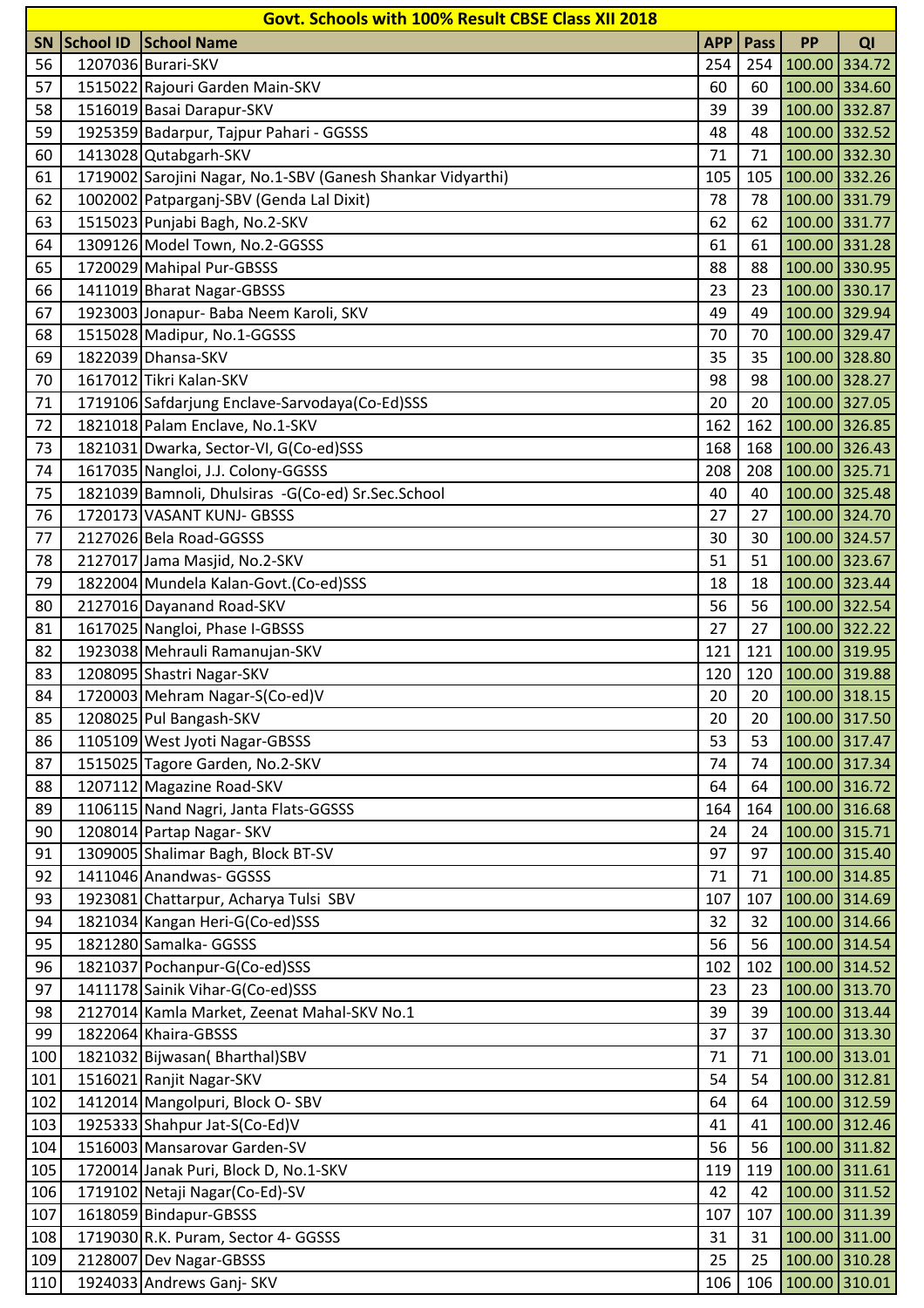| Govt. Schools with 100% Result CBSE Class XII 2018 | | | | | | |
|---|---|---|---|---|---|---|
| SN | School ID | School Name | APP | Pass | PP | QI |
| 56 | 1207036 | Burari-SKV | 254 | 254 | 100.00 | 334.72 |
| 57 | 1515022 | Rajouri Garden Main-SKV | 60 | 60 | 100.00 | 334.60 |
| 58 | 1516019 | Basai Darapur-SKV | 39 | 39 | 100.00 | 332.87 |
| 59 | 1925359 | Badarpur, Tajpur Pahari - GGSSS | 48 | 48 | 100.00 | 332.52 |
| 60 | 1413028 | Qutabgarh-SKV | 71 | 71 | 100.00 | 332.30 |
| 61 | 1719002 | Sarojini Nagar, No.1-SBV (Ganesh Shankar Vidyarthi) | 105 | 105 | 100.00 | 332.26 |
| 62 | 1002002 | Patparganj-SBV (Genda Lal Dixit) | 78 | 78 | 100.00 | 331.79 |
| 63 | 1515023 | Punjabi Bagh, No.2-SKV | 62 | 62 | 100.00 | 331.77 |
| 64 | 1309126 | Model Town, No.2-GGSSS | 61 | 61 | 100.00 | 331.28 |
| 65 | 1720029 | Mahipal Pur-GBSSS | 88 | 88 | 100.00 | 330.95 |
| 66 | 1411019 | Bharat Nagar-GBSSS | 23 | 23 | 100.00 | 330.17 |
| 67 | 1923003 | Jonapur- Baba Neem Karoli, SKV | 49 | 49 | 100.00 | 329.94 |
| 68 | 1515028 | Madipur, No.1-GGSSS | 70 | 70 | 100.00 | 329.47 |
| 69 | 1822039 | Dhansa-SKV | 35 | 35 | 100.00 | 328.80 |
| 70 | 1617012 | Tikri Kalan-SKV | 98 | 98 | 100.00 | 328.27 |
| 71 | 1719106 | Safdarjung Enclave-Sarvodaya(Co-Ed)SSS | 20 | 20 | 100.00 | 327.05 |
| 72 | 1821018 | Palam Enclave, No.1-SKV | 162 | 162 | 100.00 | 326.85 |
| 73 | 1821031 | Dwarka, Sector-VI, G(Co-ed)SSS | 168 | 168 | 100.00 | 326.43 |
| 74 | 1617035 | Nangloi, J.J. Colony-GGSSS | 208 | 208 | 100.00 | 325.71 |
| 75 | 1821039 | Bamnoli, Dhulsiras -G(Co-ed) Sr.Sec.School | 40 | 40 | 100.00 | 325.48 |
| 76 | 1720173 | VASANT KUNJ- GBSSS | 27 | 27 | 100.00 | 324.70 |
| 77 | 2127026 | Bela Road-GGSSS | 30 | 30 | 100.00 | 324.57 |
| 78 | 2127017 | Jama Masjid, No.2-SKV | 51 | 51 | 100.00 | 323.67 |
| 79 | 1822004 | Mundela Kalan-Govt.(Co-ed)SSS | 18 | 18 | 100.00 | 323.44 |
| 80 | 2127016 | Dayanand Road-SKV | 56 | 56 | 100.00 | 322.54 |
| 81 | 1617025 | Nangloi, Phase I-GBSSS | 27 | 27 | 100.00 | 322.22 |
| 82 | 1923038 | Mehrauli Ramanujan-SKV | 121 | 121 | 100.00 | 319.95 |
| 83 | 1208095 | Shastri Nagar-SKV | 120 | 120 | 100.00 | 319.88 |
| 84 | 1720003 | Mehram Nagar-S(Co-ed)V | 20 | 20 | 100.00 | 318.15 |
| 85 | 1208025 | Pul Bangash-SKV | 20 | 20 | 100.00 | 317.50 |
| 86 | 1105109 | West Jyoti Nagar-GBSSS | 53 | 53 | 100.00 | 317.47 |
| 87 | 1515025 | Tagore Garden, No.2-SKV | 74 | 74 | 100.00 | 317.34 |
| 88 | 1207112 | Magazine Road-SKV | 64 | 64 | 100.00 | 316.72 |
| 89 | 1106115 | Nand Nagri, Janta Flats-GGSSS | 164 | 164 | 100.00 | 316.68 |
| 90 | 1208014 | Partap Nagar- SKV | 24 | 24 | 100.00 | 315.71 |
| 91 | 1309005 | Shalimar Bagh, Block BT-SV | 97 | 97 | 100.00 | 315.40 |
| 92 | 1411046 | Anandwas- GGSSS | 71 | 71 | 100.00 | 314.85 |
| 93 | 1923081 | Chattarpur, Acharya Tulsi SBV | 107 | 107 | 100.00 | 314.69 |
| 94 | 1821034 | Kangan Heri-G(Co-ed)SSS | 32 | 32 | 100.00 | 314.66 |
| 95 | 1821280 | Samalka- GGSSS | 56 | 56 | 100.00 | 314.54 |
| 96 | 1821037 | Pochanpur-G(Co-ed)SSS | 102 | 102 | 100.00 | 314.52 |
| 97 | 1411178 | Sainik Vihar-G(Co-ed)SSS | 23 | 23 | 100.00 | 313.70 |
| 98 | 2127014 | Kamla Market, Zeenat Mahal-SKV No.1 | 39 | 39 | 100.00 | 313.44 |
| 99 | 1822064 | Khaira-GBSSS | 37 | 37 | 100.00 | 313.30 |
| 100 | 1821032 | Bijwasan( Bharthal)SBV | 71 | 71 | 100.00 | 313.01 |
| 101 | 1516021 | Ranjit Nagar-SKV | 54 | 54 | 100.00 | 312.81 |
| 102 | 1412014 | Mangolpuri, Block O- SBV | 64 | 64 | 100.00 | 312.59 |
| 103 | 1925333 | Shahpur Jat-S(Co-Ed)V | 41 | 41 | 100.00 | 312.46 |
| 104 | 1516003 | Mansarovar Garden-SV | 56 | 56 | 100.00 | 311.82 |
| 105 | 1720014 | Janak Puri, Block D, No.1-SKV | 119 | 119 | 100.00 | 311.61 |
| 106 | 1719102 | Netaji Nagar(Co-Ed)-SV | 42 | 42 | 100.00 | 311.52 |
| 107 | 1618059 | Bindapur-GBSSS | 107 | 107 | 100.00 | 311.39 |
| 108 | 1719030 | R.K. Puram, Sector 4- GGSSS | 31 | 31 | 100.00 | 311.00 |
| 109 | 2128007 | Dev Nagar-GBSSS | 25 | 25 | 100.00 | 310.28 |
| 110 | 1924033 | Andrews Ganj- SKV | 106 | 106 | 100.00 | 310.01 |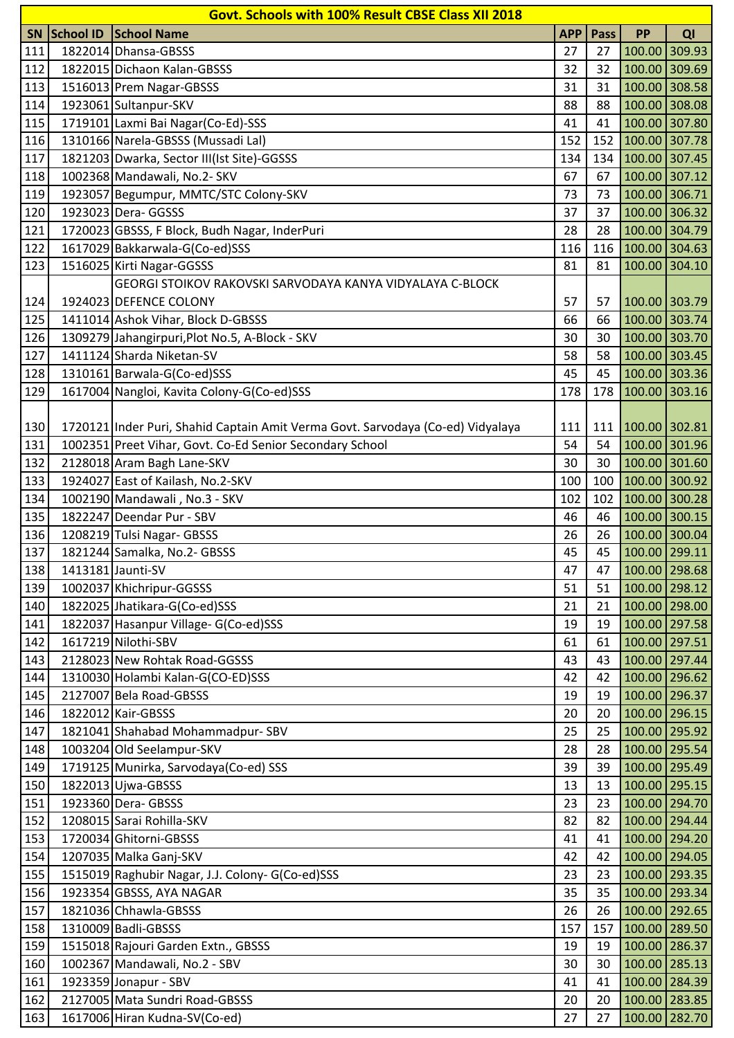| Govt. Schools with 100% Result CBSE Class XII 2018 | | | | | | |
|---|---|---|---|---|---|---|
| SN | School ID | School Name | APP | Pass | PP | QI |
| 111 | 1822014 | Dhansa-GBSSS | 27 | 27 | 100.00 | 309.93 |
| 112 | 1822015 | Dichaon Kalan-GBSSS | 32 | 32 | 100.00 | 309.69 |
| 113 | 1516013 | Prem Nagar-GBSSS | 31 | 31 | 100.00 | 308.58 |
| 114 | 1923061 | Sultanpur-SKV | 88 | 88 | 100.00 | 308.08 |
| 115 | 1719101 | Laxmi Bai Nagar(Co-Ed)-SSS | 41 | 41 | 100.00 | 307.80 |
| 116 | 1310166 | Narela-GBSSS (Mussadi Lal) | 152 | 152 | 100.00 | 307.78 |
| 117 | 1821203 | Dwarka, Sector III(Ist Site)-GGSSS | 134 | 134 | 100.00 | 307.45 |
| 118 | 1002368 | Mandawali, No.2- SKV | 67 | 67 | 100.00 | 307.12 |
| 119 | 1923057 | Begumpur, MMTC/STC Colony-SKV | 73 | 73 | 100.00 | 306.71 |
| 120 | 1923023 | Dera- GGSSS | 37 | 37 | 100.00 | 306.32 |
| 121 | 1720023 | GBSSS, F Block, Budh Nagar, InderPuri | 28 | 28 | 100.00 | 304.79 |
| 122 | 1617029 | Bakkarwala-G(Co-ed)SSS | 116 | 116 | 100.00 | 304.63 |
| 123 | 1516025 | Kirti Nagar-GGSSS | 81 | 81 | 100.00 | 304.10 |
| 124 | 1924023 | GEORGI STOIKOV RAKOVSKI SARVODAYA KANYA VIDYALAYA C-BLOCK DEFENCE COLONY | 57 | 57 | 100.00 | 303.79 |
| 125 | 1411014 | Ashok Vihar, Block D-GBSSS | 66 | 66 | 100.00 | 303.74 |
| 126 | 1309279 | Jahangirpuri,Plot No.5, A-Block - SKV | 30 | 30 | 100.00 | 303.70 |
| 127 | 1411124 | Sharda Niketan-SV | 58 | 58 | 100.00 | 303.45 |
| 128 | 1310161 | Barwala-G(Co-ed)SSS | 45 | 45 | 100.00 | 303.36 |
| 129 | 1617004 | Nangloi, Kavita Colony-G(Co-ed)SSS | 178 | 178 | 100.00 | 303.16 |
| 130 | 1720121 | Inder Puri, Shahid Captain Amit Verma Govt. Sarvodaya (Co-ed) Vidyalaya | 111 | 111 | 100.00 | 302.81 |
| 131 | 1002351 | Preet Vihar, Govt. Co-Ed Senior Secondary School | 54 | 54 | 100.00 | 301.96 |
| 132 | 2128018 | Aram Bagh Lane-SKV | 30 | 30 | 100.00 | 301.60 |
| 133 | 1924027 | East of Kailash, No.2-SKV | 100 | 100 | 100.00 | 300.92 |
| 134 | 1002190 | Mandawali , No.3 - SKV | 102 | 102 | 100.00 | 300.28 |
| 135 | 1822247 | Deendar Pur - SBV | 46 | 46 | 100.00 | 300.15 |
| 136 | 1208219 | Tulsi Nagar- GBSSS | 26 | 26 | 100.00 | 300.04 |
| 137 | 1821244 | Samalka, No.2- GBSSS | 45 | 45 | 100.00 | 299.11 |
| 138 | 1413181 | Jaunti-SV | 47 | 47 | 100.00 | 298.68 |
| 139 | 1002037 | Khichripur-GGSSS | 51 | 51 | 100.00 | 298.12 |
| 140 | 1822025 | Jhatikara-G(Co-ed)SSS | 21 | 21 | 100.00 | 298.00 |
| 141 | 1822037 | Hasanpur Village- G(Co-ed)SSS | 19 | 19 | 100.00 | 297.58 |
| 142 | 1617219 | Nilothi-SBV | 61 | 61 | 100.00 | 297.51 |
| 143 | 2128023 | New Rohtak Road-GGSSS | 43 | 43 | 100.00 | 297.44 |
| 144 | 1310030 | Holambi Kalan-G(CO-ED)SSS | 42 | 42 | 100.00 | 296.62 |
| 145 | 2127007 | Bela Road-GBSSS | 19 | 19 | 100.00 | 296.37 |
| 146 | 1822012 | Kair-GBSSS | 20 | 20 | 100.00 | 296.15 |
| 147 | 1821041 | Shahabad Mohammadpur- SBV | 25 | 25 | 100.00 | 295.92 |
| 148 | 1003204 | Old Seelampur-SKV | 28 | 28 | 100.00 | 295.54 |
| 149 | 1719125 | Munirka, Sarvodaya(Co-ed) SSS | 39 | 39 | 100.00 | 295.49 |
| 150 | 1822013 | Ujwa-GBSSS | 13 | 13 | 100.00 | 295.15 |
| 151 | 1923360 | Dera- GBSSS | 23 | 23 | 100.00 | 294.70 |
| 152 | 1208015 | Sarai Rohilla-SKV | 82 | 82 | 100.00 | 294.44 |
| 153 | 1720034 | Ghitorni-GBSSS | 41 | 41 | 100.00 | 294.20 |
| 154 | 1207035 | Malka Ganj-SKV | 42 | 42 | 100.00 | 294.05 |
| 155 | 1515019 | Raghubir Nagar, J.J. Colony- G(Co-ed)SSS | 23 | 23 | 100.00 | 293.35 |
| 156 | 1923354 | GBSSS, AYA NAGAR | 35 | 35 | 100.00 | 293.34 |
| 157 | 1821036 | Chhawla-GBSSS | 26 | 26 | 100.00 | 292.65 |
| 158 | 1310009 | Badli-GBSSS | 157 | 157 | 100.00 | 289.50 |
| 159 | 1515018 | Rajouri Garden Extn., GBSSS | 19 | 19 | 100.00 | 286.37 |
| 160 | 1002367 | Mandawali, No.2 - SBV | 30 | 30 | 100.00 | 285.13 |
| 161 | 1923359 | Jonapur - SBV | 41 | 41 | 100.00 | 284.39 |
| 162 | 2127005 | Mata Sundri Road-GBSSS | 20 | 20 | 100.00 | 283.85 |
| 163 | 1617006 | Hiran Kudna-SV(Co-ed) | 27 | 27 | 100.00 | 282.70 |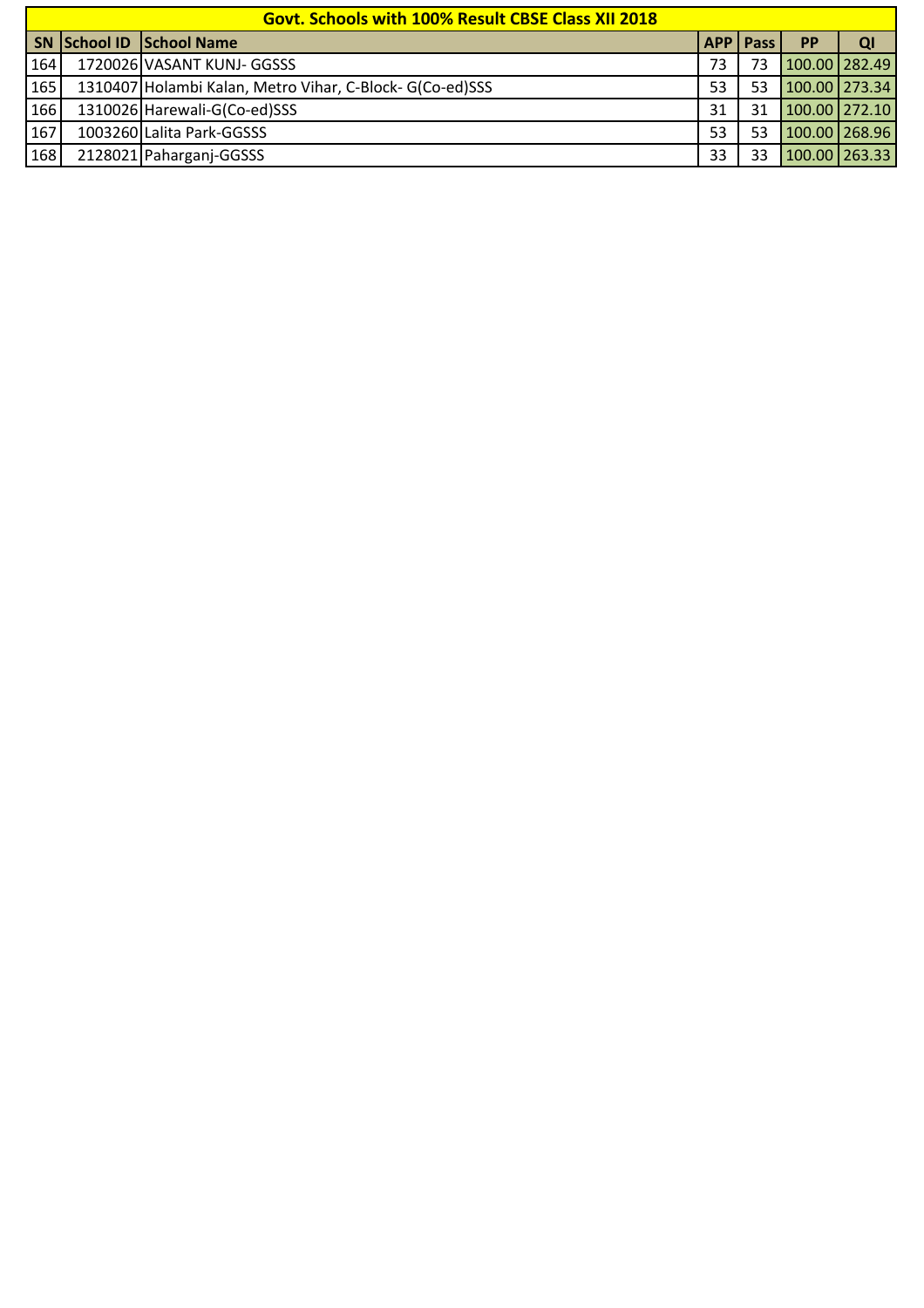| Govt. Schools with 100% Result CBSE Class XII 2018 | | | | | | |
|---|---|---|---|---|---|---|
| **SN** | **School ID** | **School Name** | **APP** | **Pass** | **PP** | **QI** |
| 164 | 1720026 | VASANT KUNJ- GGSSS | 73 | 73 | 100.00 | 282.49 |
| 165 | 1310407 | Holambi Kalan, Metro Vihar, C-Block- G(Co-ed)SSS | 53 | 53 | 100.00 | 273.34 |
| 166 | 1310026 | Harewali-G(Co-ed)SSS | 31 | 31 | 100.00 | 272.10 |
| 167 | 1003260 | Lalita Park-GGSSS | 53 | 53 | 100.00 | 268.96 |
| 168 | 2128021 | Paharganj-GGSSS | 33 | 33 | 100.00 | 263.33 |